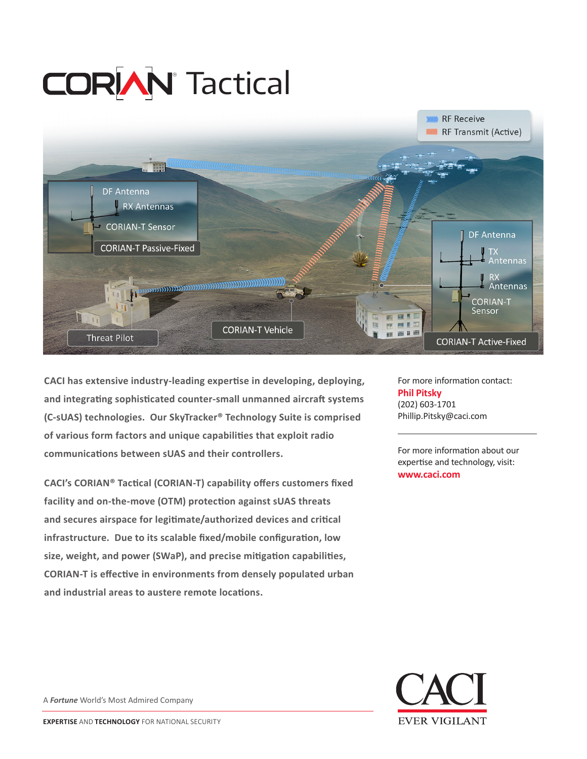# CORIAN® Tactical

RF Receive

RF Transmit (Active)

DF Antenna

RX Antennas

CORIAN-T Sensor

CORIAN-T Passive-Fixed

DF Antenna

TX Antennas

RX Antennas

CORIAN-T Sensor

CORIAN-T Active-Fixed

Threat Pilot

CORIAN-T Vehicle

**CACI has extensive industry-leading expertise in developing, deploying, and integrating sophisticated counter-small unmanned aircraft systems (C-sUAS) technologies. Our SkyTracker® Technology Suite is comprised of various form factors and unique capabilities that exploit radio communications between sUAS and their controllers.**

**CACI's CORIAN® Tactical (CORIAN-T) capability offers customers fixed facility and on-the-move (OTM) protection against sUAS threats and secures airspace for legitimate/authorized devices and critical infrastructure. Due to its scalable fixed/mobile configuration, low size, weight, and power (SWaP), and precise mitigation capabilities, CORIAN-T is effective in environments from densely populated urban and industrial areas to austere remote locations.**

For more information contact:
**Phil Pitsky**
(202) 603-1701
Phillip.Pitsky@caci.com

For more information about our expertise and technology, visit:
**www.caci.com**

A ***Fortune*** World's Most Admired Company

**EXPERTISE** AND **TECHNOLOGY** FOR NATIONAL SECURITY

CACI
EVER VIGILANT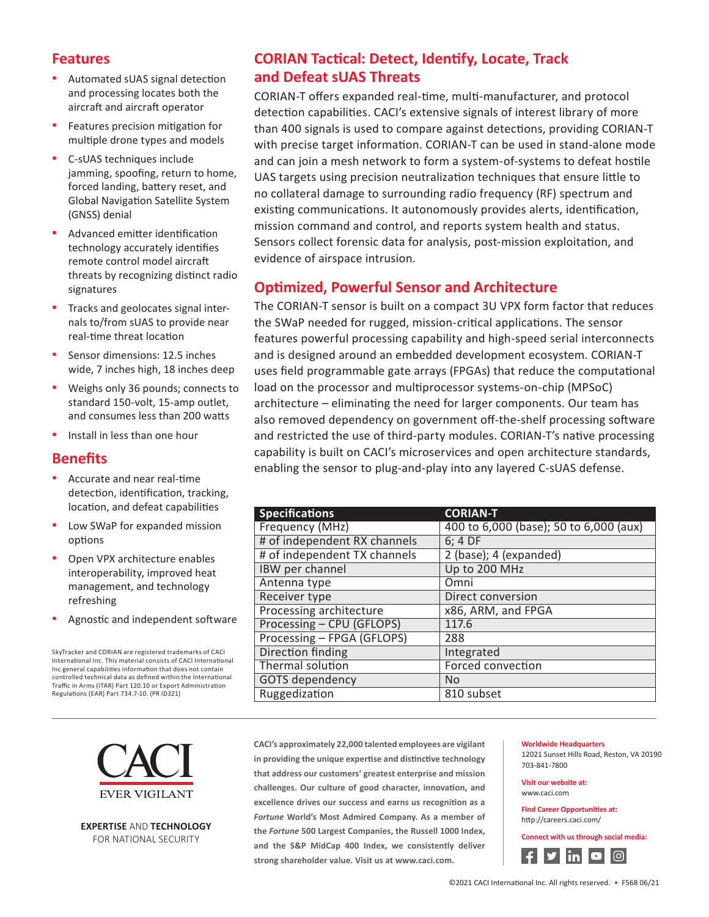## Features

- Automated sUAS signal detection and processing locates both the aircraft and aircraft operator
- Features precision mitigation for multiple drone types and models
- C-sUAS techniques include jamming, spoofing, return to home, forced landing, battery reset, and Global Navigation Satellite System (GNSS) denial
- Advanced emitter identification technology accurately identifies remote control model aircraft threats by recognizing distinct radio signatures
- Tracks and geolocates signal internals to/from sUAS to provide near real-time threat location
- Sensor dimensions: 12.5 inches wide, 7 inches high, 18 inches deep
- Weighs only 36 pounds; connects to standard 150-volt, 15-amp outlet, and consumes less than 200 watts
- Install in less than one hour

## Benefits

- Accurate and near real-time detection, identification, tracking, location, and defeat capabilities
- Low SWaP for expanded mission options
- Open VPX architecture enables interoperability, improved heat management, and technology refreshing
- Agnostic and independent software

SkyTracker and CORIAN are registered trademarks of CACI International Inc. This material consists of CACI International Inc general capabilities information that does not contain controlled technical data as defined within the International Traffic in Arms (ITAR) Part 120.10 or Export Administration Regulations (EAR) Part 734.7-10. (PR ID321)

## CORIAN Tactical: Detect, Identify, Locate, Track and Defeat sUAS Threats

CORIAN-T offers expanded real-time, multi-manufacturer, and protocol detection capabilities. CACI's extensive signals of interest library of more than 400 signals is used to compare against detections, providing CORIAN-T with precise target information. CORIAN-T can be used in stand-alone mode and can join a mesh network to form a system-of-systems to defeat hostile UAS targets using precision neutralization techniques that ensure little to no collateral damage to surrounding radio frequency (RF) spectrum and existing communications. It autonomously provides alerts, identification, mission command and control, and reports system health and status. Sensors collect forensic data for analysis, post-mission exploitation, and evidence of airspace intrusion.

## Optimized, Powerful Sensor and Architecture

The CORIAN-T sensor is built on a compact 3U VPX form factor that reduces the SWaP needed for rugged, mission-critical applications. The sensor features powerful processing capability and high-speed serial interconnects and is designed around an embedded development ecosystem. CORIAN-T uses field programmable gate arrays (FPGAs) that reduce the computational load on the processor and multiprocessor systems-on-chip (MPSoC) architecture – eliminating the need for larger components. Our team has also removed dependency on government off-the-shelf processing software and restricted the use of third-party modules. CORIAN-T's native processing capability is built on CACI's microservices and open architecture standards, enabling the sensor to plug-and-play into any layered C-sUAS defense.

| Specifications | CORIAN-T |
|---|---|
| Frequency (MHz) | 400 to 6,000 (base); 50 to 6,000 (aux) |
| # of independent RX channels | 6; 4 DF |
| # of independent TX channels | 2 (base); 4 (expanded) |
| IBW per channel | Up to 200 MHz |
| Antenna type | Omni |
| Receiver type | Direct conversion |
| Processing architecture | x86, ARM, and FPGA |
| Processing – CPU (GFLOPS) | 117.6 |
| Processing – FPGA (GFLOPS) | 288 |
| Direction finding | Integrated |
| Thermal solution | Forced convection |
| GOTS dependency | No |
| Ruggedization | 810 subset |

CACI
EVER VIGILANT

**EXPERTISE** AND **TECHNOLOGY**
FOR NATIONAL SECURITY

**CACI's approximately 22,000 talented employees are vigilant in providing the unique expertise and distinctive technology that address our customers' greatest enterprise and mission challenges. Our culture of good character, innovation, and excellence drives our success and earns us recognition as a *Fortune* World's Most Admired Company. As a member of the *Fortune* 500 Largest Companies, the Russell 1000 Index, and the S&P MidCap 400 Index, we consistently deliver strong shareholder value. Visit us at www.caci.com.**

**Worldwide Headquarters**
12021 Sunset Hills Road, Reston, VA 20190
703-841-7800

**Visit our website at:**
www.caci.com

**Find Career Opportunities at:**
http://careers.caci.com/

**Connect with us through social media:**

©2021 CACI International Inc. All rights reserved. • F568 06/21